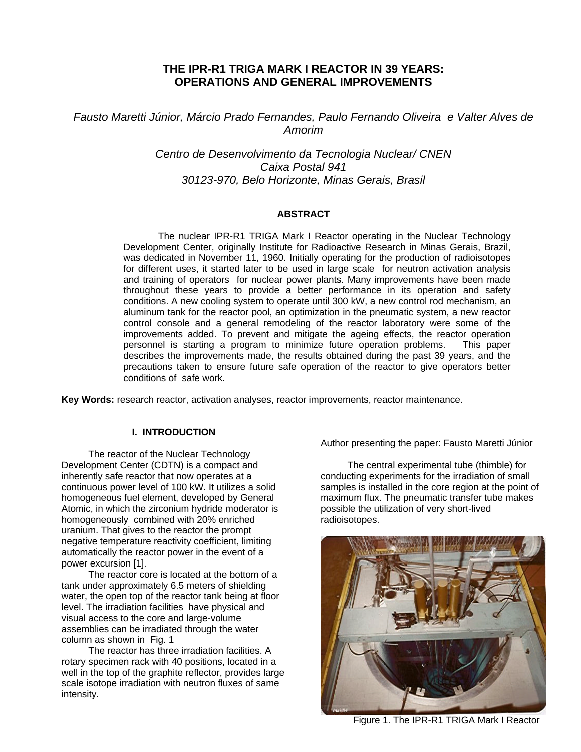# THE IPR-R1 TRIGA MARK I REACTOR IN 39 YEARS: OPERATIONS AND GENERAL IMPROVEMENTS

*Fausto Maretti Júnior, Márcio Prado Fernandes, Paulo Fernando Oliveira e Valter Alves de Amorim*

*Centro de Desenvolvimento da Tecnologia Nuclear/ CNEN*
*Caixa Postal 941*
*30123-970, Belo Horizonte, Minas Gerais, Brasil*

## ABSTRACT

The nuclear IPR-R1 TRIGA Mark I Reactor operating in the Nuclear Technology Development Center, originally Institute for Radioactive Research in Minas Gerais, Brazil, was dedicated in November 11, 1960. Initially operating for the production of radioisotopes for different uses, it started later to be used in large scale for neutron activation analysis and training of operators for nuclear power plants. Many improvements have been made throughout these years to provide a better performance in its operation and safety conditions. A new cooling system to operate until 300 kW, a new control rod mechanism, an aluminum tank for the reactor pool, an optimization in the pneumatic system, a new reactor control console and a general remodeling of the reactor laboratory were some of the improvements added. To prevent and mitigate the ageing effects, the reactor operation personnel is starting a program to minimize future operation problems. This paper describes the improvements made, the results obtained during the past 39 years, and the precautions taken to ensure future safe operation of the reactor to give operators better conditions of safe work.

**Key Words:** research reactor, activation analyses, reactor improvements, reactor maintenance.

## I. INTRODUCTION

The reactor of the Nuclear Technology Development Center (CDTN) is a compact and inherently safe reactor that now operates at a continuous power level of 100 kW. It utilizes a solid homogeneous fuel element, developed by General Atomic, in which the zirconium hydride moderator is homogeneously combined with 20% enriched uranium. That gives to the reactor the prompt negative temperature reactivity coefficient, limiting automatically the reactor power in the event of a power excursion [1].

The reactor core is located at the bottom of a tank under approximately 6.5 meters of shielding water, the open top of the reactor tank being at floor level. The irradiation facilities have physical and visual access to the core and large-volume assemblies can be irradiated through the water column as shown in Fig. 1

The reactor has three irradiation facilities. A rotary specimen rack with 40 positions, located in a well in the top of the graphite reflector, provides large scale isotope irradiation with neutron fluxes of same intensity.

Author presenting the paper: Fausto Maretti Júnior

The central experimental tube (thimble) for conducting experiments for the irradiation of small samples is installed in the core region at the point of maximum flux. The pneumatic transfer tube makes possible the utilization of very short-lived radioisotopes.

Figure 1. The IPR-R1 TRIGA Mark I Reactor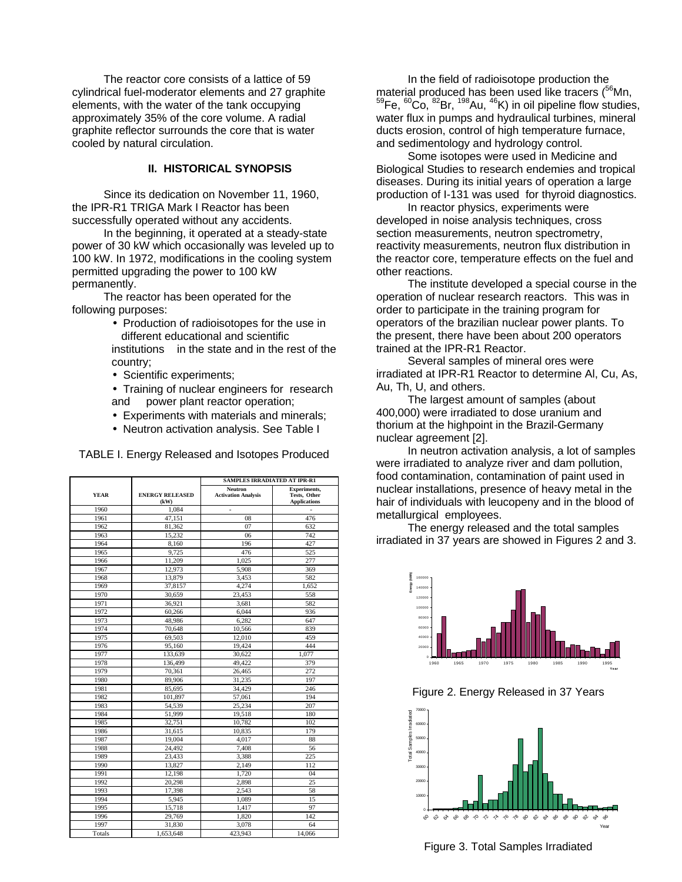The reactor core consists of a lattice of 59 cylindrical fuel-moderator elements and 27 graphite elements, with the water of the tank occupying approximately 35% of the core volume. A radial graphite reflector surrounds the core that is water cooled by natural circulation.

## II. HISTORICAL SYNOPSIS

Since its dedication on November 11, 1960, the IPR-R1 TRIGA Mark I Reactor has been successfully operated without any accidents.

In the beginning, it operated at a steady-state power of 30 kW which occasionally was leveled up to 100 kW. In 1972, modifications in the cooling system permitted upgrading the power to 100 kW permanently.

The reactor has been operated for the following purposes:

- Production of radioisotopes for the use in different educational and scientific institutions in the state and in the rest of the country;
- Scientific experiments;
- Training of nuclear engineers for research and power plant reactor operation;
- Experiments with materials and minerals;
- Neutron activation analysis. See Table I

TABLE I. Energy Released and Isotopes Produced

| YEAR | ENERGY RELEASED (kW) | SAMPLES IRRADIATED AT IPR-R1 | |
|---|---|---|---|
| | | Neutron Activation Analysis | Experiments, Tests, Other Applications |
| 1960 | 1,084 | - | - |
| 1961 | 47,151 | 08 | 476 |
| 1962 | 81,362 | 07 | 632 |
| 1963 | 15,232 | 06 | 742 |
| 1964 | 8,160 | 196 | 427 |
| 1965 | 9,725 | 476 | 525 |
| 1966 | 11,209 | 1,025 | 277 |
| 1967 | 12,973 | 5,908 | 369 |
| 1968 | 13,879 | 3,453 | 582 |
| 1969 | 37,8157 | 4,274 | 1,652 |
| 1970 | 30,659 | 23,453 | 558 |
| 1971 | 36,921 | 3,681 | 582 |
| 1972 | 60,266 | 6,044 | 936 |
| 1973 | 48,986 | 6,282 | 647 |
| 1974 | 70,648 | 10,566 | 839 |
| 1975 | 69,503 | 12,010 | 459 |
| 1976 | 95,160 | 19,424 | 444 |
| 1977 | 133,639 | 30,622 | 1,077 |
| 1978 | 136,499 | 49,422 | 379 |
| 1979 | 70,361 | 26,465 | 272 |
| 1980 | 89,906 | 31,235 | 197 |
| 1981 | 85,695 | 34,429 | 246 |
| 1982 | 101,897 | 57,061 | 194 |
| 1983 | 54,539 | 25,234 | 207 |
| 1984 | 51,999 | 19,518 | 180 |
| 1985 | 32,751 | 10,782 | 102 |
| 1986 | 31,615 | 10,835 | 179 |
| 1987 | 19,004 | 4,017 | 88 |
| 1988 | 24,492 | 7,408 | 56 |
| 1989 | 23,433 | 3,388 | 225 |
| 1990 | 13,827 | 2,149 | 112 |
| 1991 | 12,198 | 1,720 | 04 |
| 1992 | 20,298 | 2,898 | 25 |
| 1993 | 17,398 | 2,543 | 58 |
| 1994 | 5,945 | 1,089 | 15 |
| 1995 | 15,718 | 1,417 | 97 |
| 1996 | 29,769 | 1,820 | 142 |
| 1997 | 31,830 | 3,078 | 64 |
| Totals | 1,653,648 | 423,943 | 14,066 |

In the field of radioisotope production the material produced has been used like tracers ($^{56}$Mn, $^{59}$Fe, $^{60}$Co, $^{82}$Br, $^{198}$Au, $^{46}$K) in oil pipeline flow studies, water flux in pumps and hydraulical turbines, mineral ducts erosion, control of high temperature furnace, and sedimentology and hydrology control.

Some isotopes were used in Medicine and Biological Studies to research endemies and tropical diseases. During its initial years of operation a large production of I-131 was used for thyroid diagnostics.

In reactor physics, experiments were developed in noise analysis techniques, cross section measurements, neutron spectrometry, reactivity measurements, neutron flux distribution in the reactor core, temperature effects on the fuel and other reactions.

The institute developed a special course in the operation of nuclear research reactors. This was in order to participate in the training program for operators of the brazilian nuclear power plants. To the present, there have been about 200 operators trained at the IPR-R1 Reactor.

Several samples of mineral ores were irradiated at IPR-R1 Reactor to determine Al, Cu, As, Au, Th, U, and others.

The largest amount of samples (about 400,000) were irradiated to dose uranium and thorium at the highpoint in the Brazil-Germany nuclear agreement [2].

In neutron activation analysis, a lot of samples were irradiated to analyze river and dam pollution, food contamination, contamination of paint used in nuclear installations, presence of heavy metal in the hair of individuals with leucopeny and in the blood of metallurgical employees.

The energy released and the total samples irradiated in 37 years are showed in Figures 2 and 3.

Figure 2. Energy Released in 37 Years

Figure 3. Total Samples Irradiated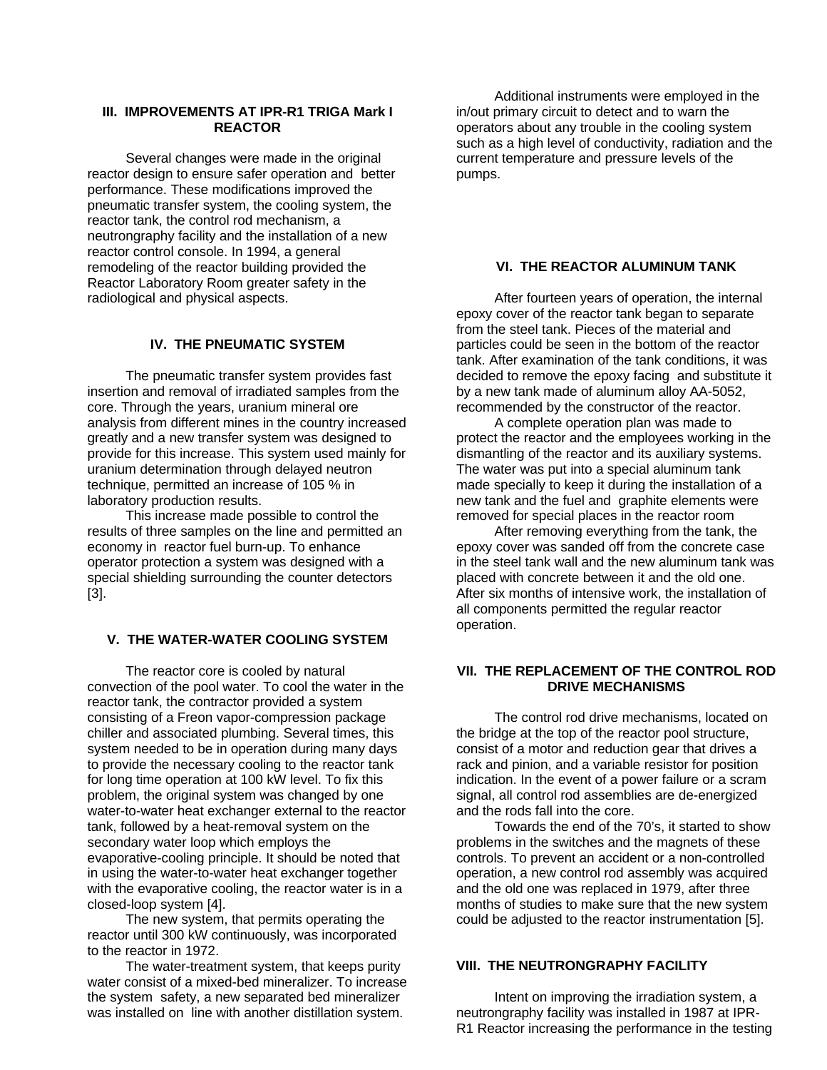## III. IMPROVEMENTS AT IPR-R1 TRIGA Mark I REACTOR

Several changes were made in the original reactor design to ensure safer operation and better performance. These modifications improved the pneumatic transfer system, the cooling system, the reactor tank, the control rod mechanism, a neutrongraphy facility and the installation of a new reactor control console. In 1994, a general remodeling of the reactor building provided the Reactor Laboratory Room greater safety in the radiological and physical aspects.

## IV. THE PNEUMATIC SYSTEM

The pneumatic transfer system provides fast insertion and removal of irradiated samples from the core. Through the years, uranium mineral ore analysis from different mines in the country increased greatly and a new transfer system was designed to provide for this increase. This system used mainly for uranium determination through delayed neutron technique, permitted an increase of 105 % in laboratory production results.

This increase made possible to control the results of three samples on the line and permitted an economy in reactor fuel burn-up. To enhance operator protection a system was designed with a special shielding surrounding the counter detectors [3].

## V. THE WATER-WATER COOLING SYSTEM

The reactor core is cooled by natural convection of the pool water. To cool the water in the reactor tank, the contractor provided a system consisting of a Freon vapor-compression package chiller and associated plumbing. Several times, this system needed to be in operation during many days to provide the necessary cooling to the reactor tank for long time operation at 100 kW level. To fix this problem, the original system was changed by one water-to-water heat exchanger external to the reactor tank, followed by a heat-removal system on the secondary water loop which employs the evaporative-cooling principle. It should be noted that in using the water-to-water heat exchanger together with the evaporative cooling, the reactor water is in a closed-loop system [4].

The new system, that permits operating the reactor until 300 kW continuously, was incorporated to the reactor in 1972.

The water-treatment system, that keeps purity water consist of a mixed-bed mineralizer. To increase the system safety, a new separated bed mineralizer was installed on line with another distillation system.

Additional instruments were employed in the in/out primary circuit to detect and to warn the operators about any trouble in the cooling system such as a high level of conductivity, radiation and the current temperature and pressure levels of the pumps.

## VI. THE REACTOR ALUMINUM TANK

After fourteen years of operation, the internal epoxy cover of the reactor tank began to separate from the steel tank. Pieces of the material and particles could be seen in the bottom of the reactor tank. After examination of the tank conditions, it was decided to remove the epoxy facing and substitute it by a new tank made of aluminum alloy AA-5052, recommended by the constructor of the reactor.

A complete operation plan was made to protect the reactor and the employees working in the dismantling of the reactor and its auxiliary systems. The water was put into a special aluminum tank made specially to keep it during the installation of a new tank and the fuel and graphite elements were removed for special places in the reactor room

After removing everything from the tank, the epoxy cover was sanded off from the concrete case in the steel tank wall and the new aluminum tank was placed with concrete between it and the old one. After six months of intensive work, the installation of all components permitted the regular reactor operation.

## VII. THE REPLACEMENT OF THE CONTROL ROD DRIVE MECHANISMS

The control rod drive mechanisms, located on the bridge at the top of the reactor pool structure, consist of a motor and reduction gear that drives a rack and pinion, and a variable resistor for position indication. In the event of a power failure or a scram signal, all control rod assemblies are de-energized and the rods fall into the core.

Towards the end of the 70's, it started to show problems in the switches and the magnets of these controls. To prevent an accident or a non-controlled operation, a new control rod assembly was acquired and the old one was replaced in 1979, after three months of studies to make sure that the new system could be adjusted to the reactor instrumentation [5].

## VIII. THE NEUTRONGRAPHY FACILITY

Intent on improving the irradiation system, a neutrongraphy facility was installed in 1987 at IPR-R1 Reactor increasing the performance in the testing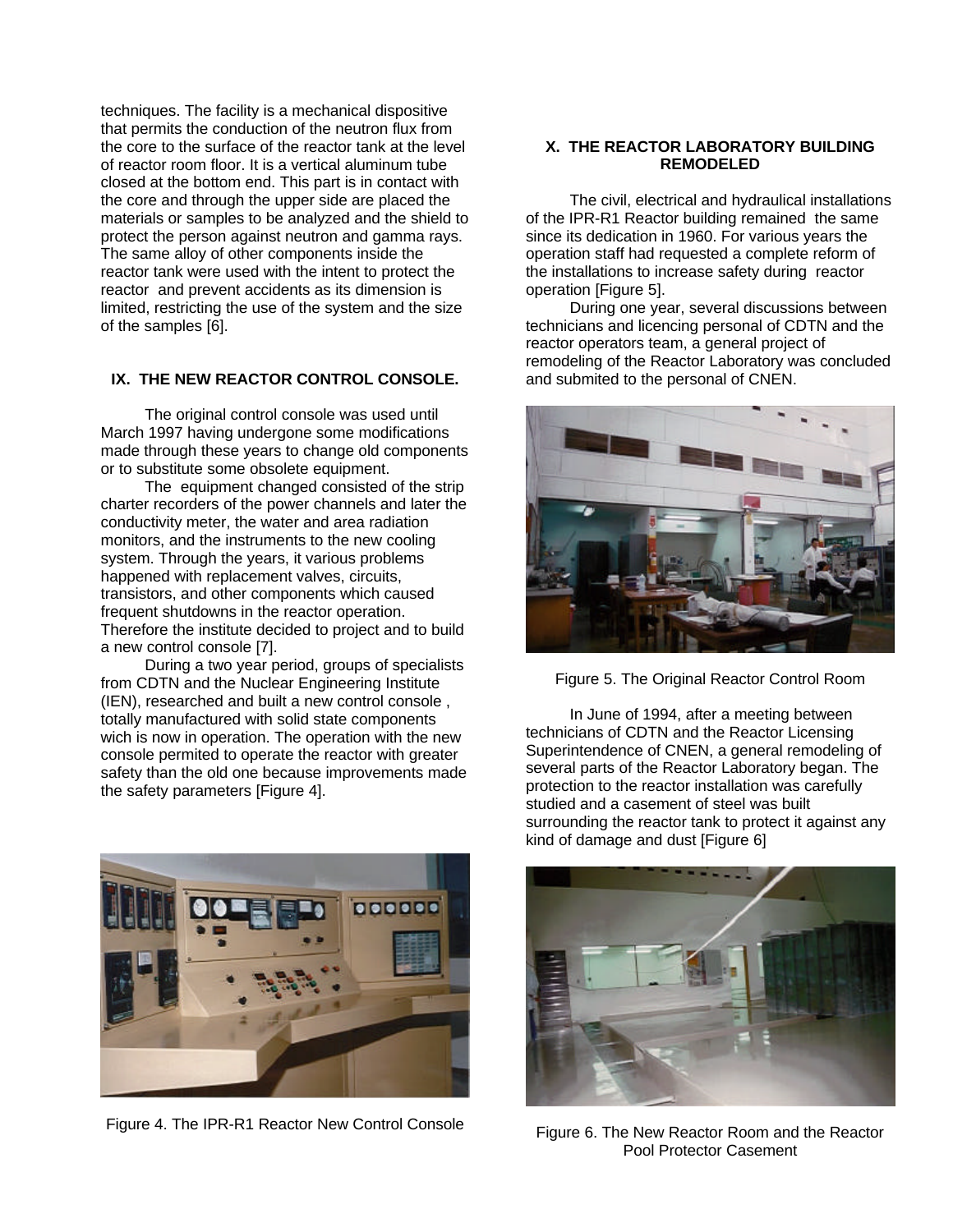techniques. The facility is a mechanical dispositive that permits the conduction of the neutron flux from the core to the surface of the reactor tank at the level of reactor room floor. It is a vertical aluminum tube closed at the bottom end. This part is in contact with the core and through the upper side are placed the materials or samples to be analyzed and the shield to protect the person against neutron and gamma rays. The same alloy of other components inside the reactor tank were used with the intent to protect the reactor and prevent accidents as its dimension is limited, restricting the use of the system and the size of the samples [6].

## IX. THE NEW REACTOR CONTROL CONSOLE.

The original control console was used until March 1997 having undergone some modifications made through these years to change old components or to substitute some obsolete equipment.

The equipment changed consisted of the strip charter recorders of the power channels and later the conductivity meter, the water and area radiation monitors, and the instruments to the new cooling system. Through the years, it various problems happened with replacement valves, circuits, transistors, and other components which caused frequent shutdowns in the reactor operation. Therefore the institute decided to project and to build a new control console [7].

During a two year period, groups of specialists from CDTN and the Nuclear Engineering Institute (IEN), researched and built a new control console , totally manufactured with solid state components wich is now in operation. The operation with the new console permited to operate the reactor with greater safety than the old one because improvements made the safety parameters [Figure 4].

Figure 4. The IPR-R1 Reactor New Control Console

## X. THE REACTOR LABORATORY BUILDING REMODELED

The civil, electrical and hydraulical installations of the IPR-R1 Reactor building remained the same since its dedication in 1960. For various years the operation staff had requested a complete reform of the installations to increase safety during reactor operation [Figure 5].

During one year, several discussions between technicians and licencing personal of CDTN and the reactor operators team, a general project of remodeling of the Reactor Laboratory was concluded and submited to the personal of CNEN.

Figure 5. The Original Reactor Control Room

In June of 1994, after a meeting between technicians of CDTN and the Reactor Licensing Superintendence of CNEN, a general remodeling of several parts of the Reactor Laboratory began. The protection to the reactor installation was carefully studied and a casement of steel was built surrounding the reactor tank to protect it against any kind of damage and dust [Figure 6]

Figure 6. The New Reactor Room and the Reactor Pool Protector Casement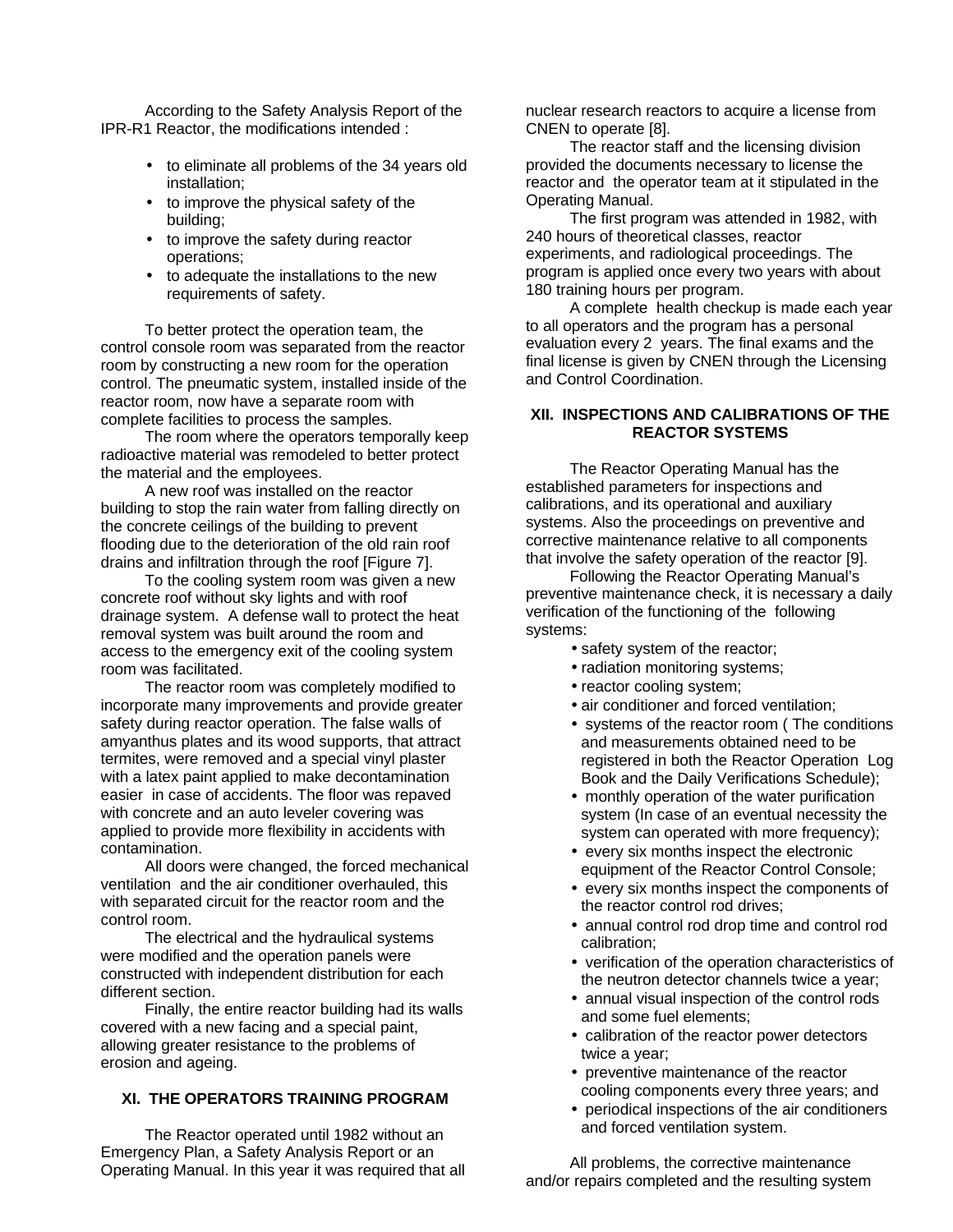According to the Safety Analysis Report of the IPR-R1 Reactor, the modifications intended :

- to eliminate all problems of the 34 years old installation;
- to improve the physical safety of the building;
- to improve the safety during reactor operations;
- to adequate the installations to the new requirements of safety.

To better protect the operation team, the control console room was separated from the reactor room by constructing a new room for the operation control. The pneumatic system, installed inside of the reactor room, now have a separate room with complete facilities to process the samples.

The room where the operators temporally keep radioactive material was remodeled to better protect the material and the employees.

A new roof was installed on the reactor building to stop the rain water from falling directly on the concrete ceilings of the building to prevent flooding due to the deterioration of the old rain roof drains and infiltration through the roof [Figure 7].

To the cooling system room was given a new concrete roof without sky lights and with roof drainage system. A defense wall to protect the heat removal system was built around the room and access to the emergency exit of the cooling system room was facilitated.

The reactor room was completely modified to incorporate many improvements and provide greater safety during reactor operation. The false walls of amyanthus plates and its wood supports, that attract termites, were removed and a special vinyl plaster with a latex paint applied to make decontamination easier in case of accidents. The floor was repaved with concrete and an auto leveler covering was applied to provide more flexibility in accidents with contamination.

All doors were changed, the forced mechanical ventilation and the air conditioner overhauled, this with separated circuit for the reactor room and the control room.

The electrical and the hydraulical systems were modified and the operation panels were constructed with independent distribution for each different section.

Finally, the entire reactor building had its walls covered with a new facing and a special paint, allowing greater resistance to the problems of erosion and ageing.

## XI. THE OPERATORS TRAINING PROGRAM

The Reactor operated until 1982 without an Emergency Plan, a Safety Analysis Report or an Operating Manual. In this year it was required that all nuclear research reactors to acquire a license from CNEN to operate [8].

The reactor staff and the licensing division provided the documents necessary to license the reactor and the operator team at it stipulated in the Operating Manual.

The first program was attended in 1982, with 240 hours of theoretical classes, reactor experiments, and radiological proceedings. The program is applied once every two years with about 180 training hours per program.

A complete health checkup is made each year to all operators and the program has a personal evaluation every 2 years. The final exams and the final license is given by CNEN through the Licensing and Control Coordination.

## XII. INSPECTIONS AND CALIBRATIONS OF THE REACTOR SYSTEMS

The Reactor Operating Manual has the established parameters for inspections and calibrations, and its operational and auxiliary systems. Also the proceedings on preventive and corrective maintenance relative to all components that involve the safety operation of the reactor [9].

Following the Reactor Operating Manual's preventive maintenance check, it is necessary a daily verification of the functioning of the following systems:

- safety system of the reactor;
- radiation monitoring systems;
- reactor cooling system;
- air conditioner and forced ventilation;
- systems of the reactor room ( The conditions and measurements obtained need to be registered in both the Reactor Operation Log Book and the Daily Verifications Schedule);
- monthly operation of the water purification system (In case of an eventual necessity the system can operated with more frequency);
- every six months inspect the electronic equipment of the Reactor Control Console;
- every six months inspect the components of the reactor control rod drives;
- annual control rod drop time and control rod calibration;
- verification of the operation characteristics of the neutron detector channels twice a year;
- annual visual inspection of the control rods and some fuel elements;
- calibration of the reactor power detectors twice a year;
- preventive maintenance of the reactor cooling components every three years; and
- periodical inspections of the air conditioners and forced ventilation system.

All problems, the corrective maintenance and/or repairs completed and the resulting system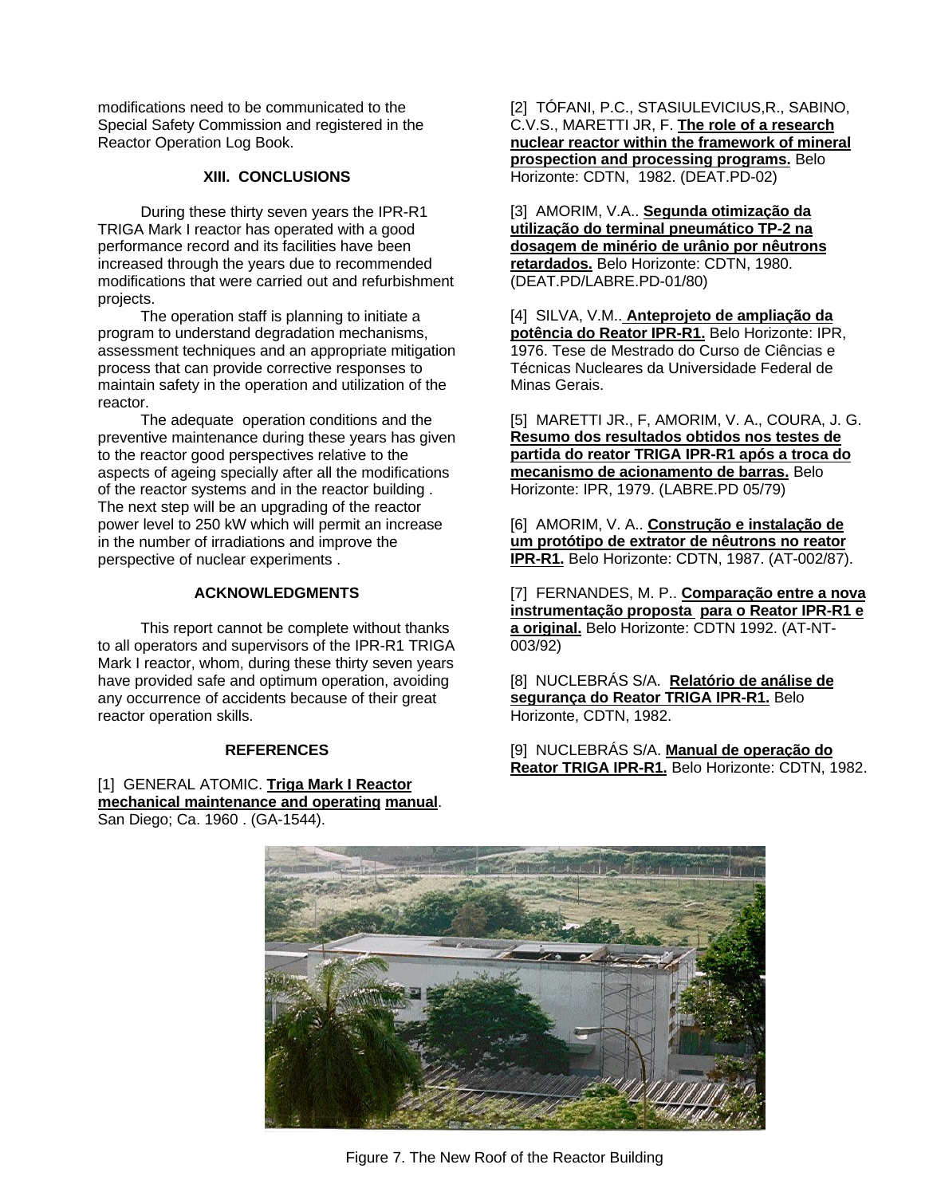modifications need to be communicated to the Special Safety Commission and registered in the Reactor Operation Log Book.

## XIII. CONCLUSIONS

During these thirty seven years the IPR-R1 TRIGA Mark I reactor has operated with a good performance record and its facilities have been increased through the years due to recommended modifications that were carried out and refurbishment projects.

The operation staff is planning to initiate a program to understand degradation mechanisms, assessment techniques and an appropriate mitigation process that can provide corrective responses to maintain safety in the operation and utilization of the reactor.

The adequate operation conditions and the preventive maintenance during these years has given to the reactor good perspectives relative to the aspects of ageing specially after all the modifications of the reactor systems and in the reactor building . The next step will be an upgrading of the reactor power level to 250 kW which will permit an increase in the number of irradiations and improve the perspective of nuclear experiments .

## ACKNOWLEDGMENTS

This report cannot be complete without thanks to all operators and supervisors of the IPR-R1 TRIGA Mark I reactor, whom, during these thirty seven years have provided safe and optimum operation, avoiding any occurrence of accidents because of their great reactor operation skills.

## REFERENCES

[1] GENERAL ATOMIC. **Triga Mark I Reactor mechanical maintenance and operating manual**. San Diego; Ca. 1960 . (GA-1544).

[2] TÓFANI, P.C., STASIULEVICIUS,R., SABINO, C.V.S., MARETTI JR, F. **The role of a research nuclear reactor within the framework of mineral prospection and processing programs.** Belo Horizonte: CDTN, 1982. (DEAT.PD-02)

[3] AMORIM, V.A.. **Segunda otimização da utilização do terminal pneumático TP-2 na dosagem de minério de urânio por nêutrons retardados.** Belo Horizonte: CDTN, 1980. (DEAT.PD/LABRE.PD-01/80)

[4] SILVA, V.M.. **Anteprojeto de ampliação da potência do Reator IPR-R1.** Belo Horizonte: IPR, 1976. Tese de Mestrado do Curso de Ciências e Técnicas Nucleares da Universidade Federal de Minas Gerais.

[5] MARETTI JR., F, AMORIM, V. A., COURA, J. G. **Resumo dos resultados obtidos nos testes de partida do reator TRIGA IPR-R1 após a troca do mecanismo de acionamento de barras.** Belo Horizonte: IPR, 1979. (LABRE.PD 05/79)

[6] AMORIM, V. A.. **Construção e instalação de um protótipo de extrator de nêutrons no reator IPR-R1.** Belo Horizonte: CDTN, 1987. (AT-002/87).

[7] FERNANDES, M. P.. **Comparação entre a nova instrumentação proposta para o Reator IPR-R1 e a original.** Belo Horizonte: CDTN 1992. (AT-NT-003/92)

[8] NUCLEBRÁS S/A. **Relatório de análise de segurança do Reator TRIGA IPR-R1.** Belo Horizonte, CDTN, 1982.

[9] NUCLEBRÁS S/A. **Manual de operação do Reator TRIGA IPR-R1.** Belo Horizonte: CDTN, 1982.

Figure 7. The New Roof of the Reactor Building